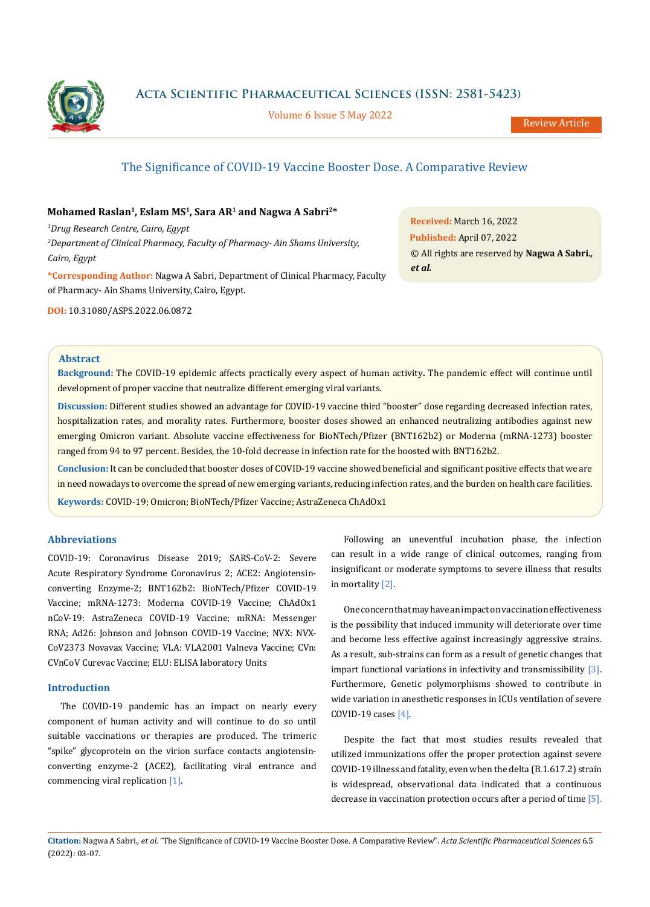# The Significance of COVID-19 Vaccine Booster Dose. A Comparative Review

**Mohamed Raslan[1], Eslam MS[1], Sara AR[1] and Nagwa A Sabri[2]***

[1]*Drug Research Centre, Cairo, Egypt*

[2]*Department of Clinical Pharmacy, Faculty of Pharmacy- Ain Shams University, Cairo, Egypt*

***Corresponding Author:** Nagwa A Sabri, Department of Clinical Pharmacy, Faculty of Pharmacy- Ain Shams University, Cairo, Egypt.

**DOI:** 10.31080/ASPS.2022.06.0872

**Received:** March 16, 2022
**Published:** April 07, 2022
© All rights are reserved by **Nagwa A Sabri., *et al.***

## Abstract

**Background:** The COVID-19 epidemic affects practically every aspect of human activity**.** The pandemic effect will continue until development of proper vaccine that neutralize different emerging viral variants.

**Discussion:** Different studies showed an advantage for COVID-19 vaccine third "booster" dose regarding decreased infection rates, hospitalization rates, and morality rates. Furthermore, booster doses showed an enhanced neutralizing antibodies against new emerging Omicron variant. Absolute vaccine effectiveness for BioNTech/Pfizer (BNT162b2) or Moderna (mRNA-1273) booster ranged from 94 to 97 percent. Besides, the 10-fold decrease in infection rate for the boosted with BNT162b2.

**Conclusion:** It can be concluded that booster doses of COVID-19 vaccine showed beneficial and significant positive effects that we are in need nowadays to overcome the spread of new emerging variants, reducing infection rates, and the burden on health care facilities.

**Keywords:** COVID-19; Omicron; BioNTech/Pfizer Vaccine; AstraZeneca ChAdOx1

## Abbreviations

COVID-19: Coronavirus Disease 2019; SARS-CoV-2: Severe Acute Respiratory Syndrome Coronavirus 2; ACE2: Angiotensin-converting Enzyme-2; BNT162b2: BioNTech/Pfizer COVID-19 Vaccine; mRNA-1273: Moderna COVID-19 Vaccine; ChAdOx1 nCoV-19: AstraZeneca COVID-19 Vaccine; mRNA: Messenger RNA; Ad26: Johnson and Johnson COVID-19 Vaccine; NVX: NVX-CoV2373 Novavax Vaccine; VLA: VLA2001 Valneva Vaccine; CVn: CVnCoV Curevac Vaccine; ELU: ELISA laboratory Units

## Introduction

The COVID-19 pandemic has an impact on nearly every component of human activity and will continue to do so until suitable vaccinations or therapies are produced. The trimeric "spike" glycoprotein on the virion surface contacts angiotensin-converting enzyme-2 (ACE2), facilitating viral entrance and commencing viral replication [1].

Following an uneventful incubation phase, the infection can result in a wide range of clinical outcomes, ranging from insignificant or moderate symptoms to severe illness that results in mortality [2].

One concern that may have an impact on vaccination effectiveness is the possibility that induced immunity will deteriorate over time and become less effective against increasingly aggressive strains. As a result, sub-strains can form as a result of genetic changes that impart functional variations in infectivity and transmissibility [3]. Furthermore, Genetic polymorphisms showed to contribute in wide variation in anesthetic responses in ICUs ventilation of severe COVID-19 cases [4].

Despite the fact that most studies results revealed that utilized immunizations offer the proper protection against severe COVID-19 illness and fatality, even when the delta (B.1.617.2) strain is widespread, observational data indicated that a continuous decrease in vaccination protection occurs after a period of time [5].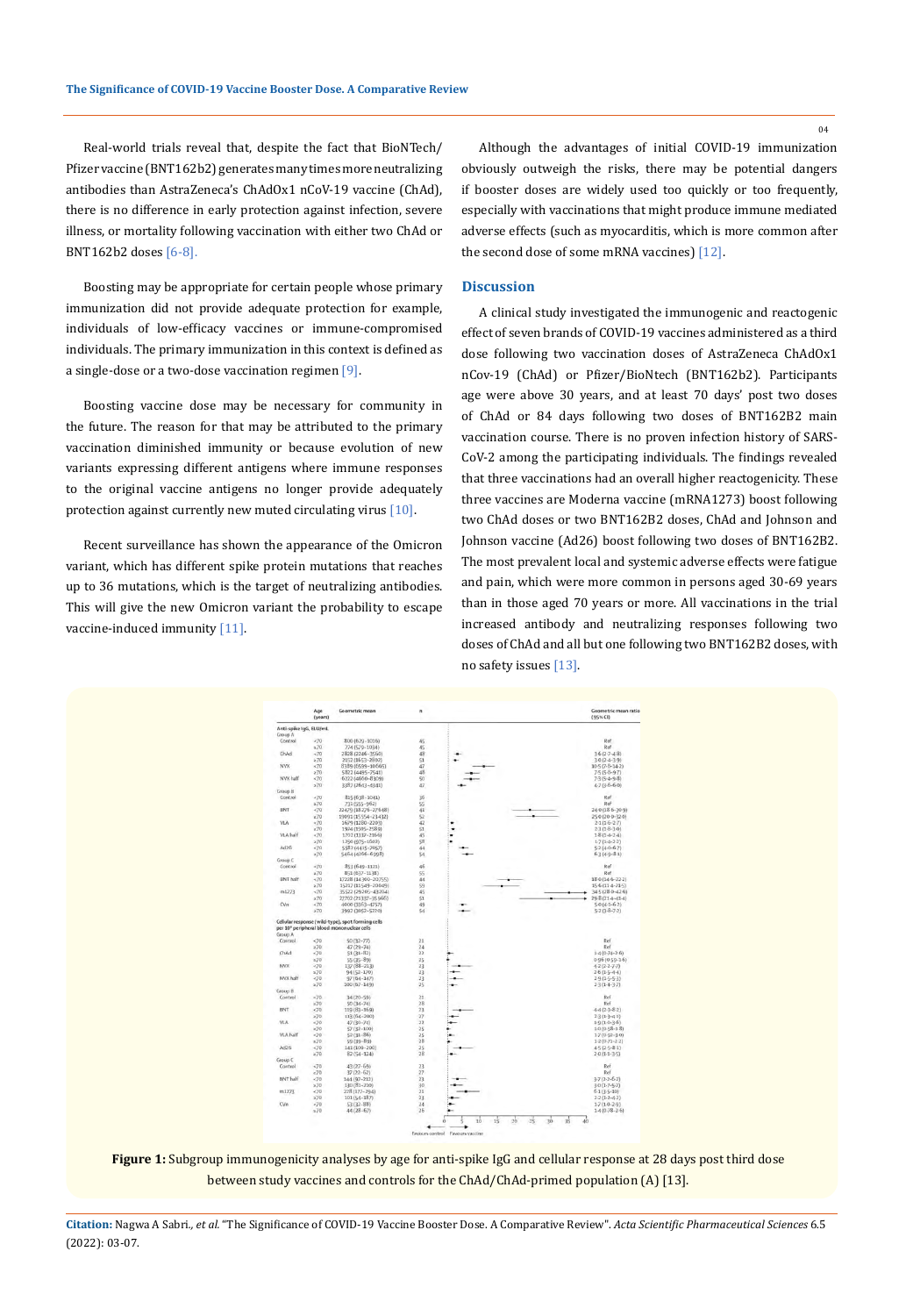Real-world trials reveal that, despite the fact that BioNTech/Pfizer vaccine (BNT162b2) generates many times more neutralizing antibodies than AstraZeneca's ChAdOx1 nCoV-19 vaccine (ChAd), there is no difference in early protection against infection, severe illness, or mortality following vaccination with either two ChAd or BNT162b2 doses [6-8].

Boosting may be appropriate for certain people whose primary immunization did not provide adequate protection for example, individuals of low-efficacy vaccines or immune-compromised individuals. The primary immunization in this context is defined as a single-dose or a two-dose vaccination regimen [9].

Boosting vaccine dose may be necessary for community in the future. The reason for that may be attributed to the primary vaccination diminished immunity or because evolution of new variants expressing different antigens where immune responses to the original vaccine antigens no longer provide adequately protection against currently new muted circulating virus [10].

Recent surveillance has shown the appearance of the Omicron variant, which has different spike protein mutations that reaches up to 36 mutations, which is the target of neutralizing antibodies. This will give the new Omicron variant the probability to escape vaccine-induced immunity [11].

Although the advantages of initial COVID-19 immunization obviously outweigh the risks, there may be potential dangers if booster doses are widely used too quickly or too frequently, especially with vaccinations that might produce immune mediated adverse effects (such as myocarditis, which is more common after the second dose of some mRNA vaccines) [12].

## Discussion

A clinical study investigated the immunogenic and reactogenic effect of seven brands of COVID-19 vaccines administered as a third dose following two vaccination doses of AstraZeneca ChAdOx1 nCov-19 (ChAd) or Pfizer/BioNtech (BNT162b2). Participants age were above 30 years, and at least 70 days' post two doses of ChAd or 84 days following two doses of BNT162B2 main vaccination course. There is no proven infection history of SARS-CoV-2 among the participating individuals. The findings revealed that three vaccinations had an overall higher reactogenicity. These three vaccines are Moderna vaccine (mRNA1273) boost following two ChAd doses or two BNT162B2 doses, ChAd and Johnson and Johnson vaccine (Ad26) boost following two doses of BNT162B2. The most prevalent local and systemic adverse effects were fatigue and pain, which were more common in persons aged 30-69 years than in those aged 70 years or more. All vaccinations in the trial increased antibody and neutralizing responses following two doses of ChAd and all but one following two BNT162B2 doses, with no safety issues [13].

**Figure 1:** Subgroup immunogenicity analyses by age for anti-spike IgG and cellular response at 28 days post third dose between study vaccines and controls for the ChAd/ChAd-primed population (A) [13].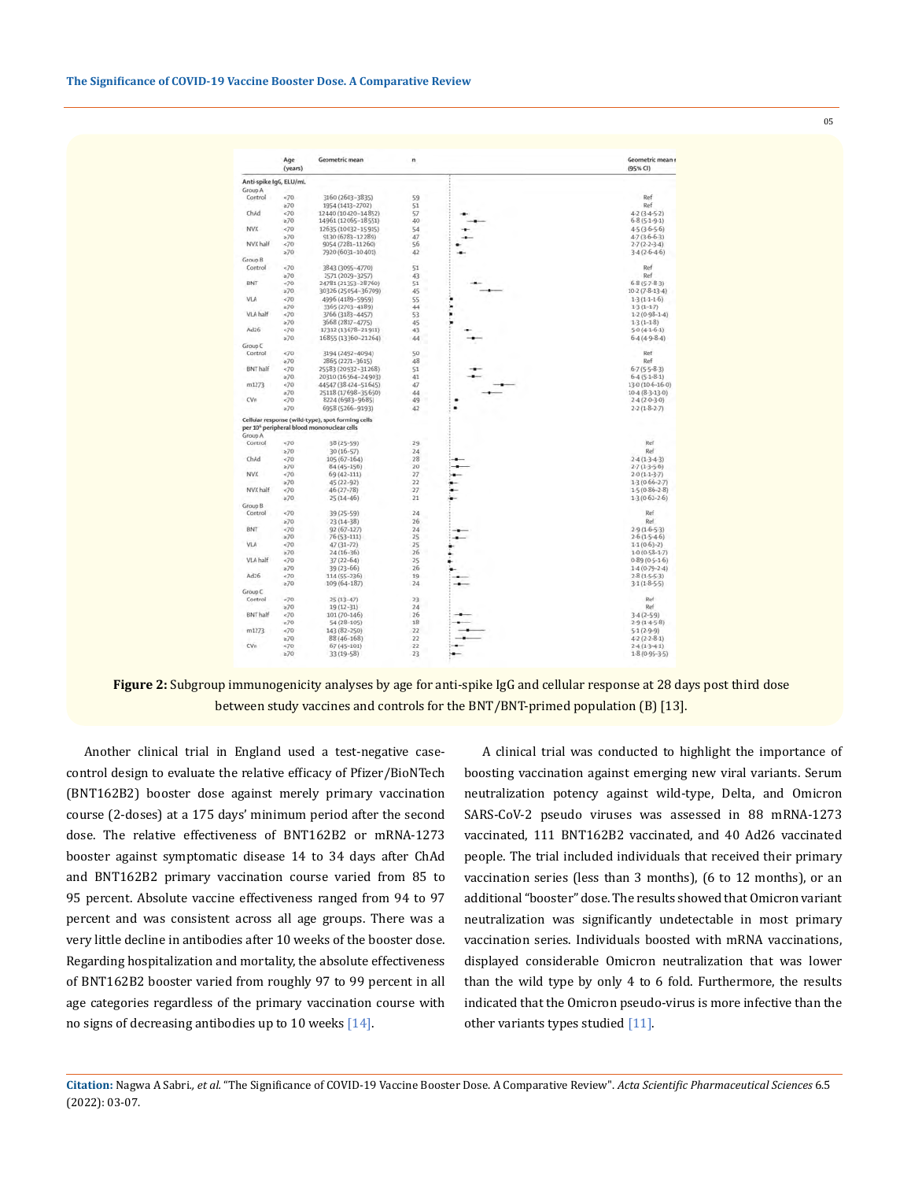| | Age (years) | Geometric mean | n | Geometric mean ratio (95% CI) |
|---|---|---|---|---|
| **Anti-spike IgG, ELU/mL** | | | | |
| Group A | | | | |
| Control | <70 | 3160 (2603–3835) | 59 | Ref |
| | ≥70 | 1954 (1413–2702) | 51 | Ref |
| ChAd | <70 | 12440 (10420–14852) | 57 | 4·2 (3·4–5·2) |
| | ≥70 | 14961 (12065–18551) | 40 | 6·8 (5·1–9·1) |
| NVX | <70 | 12635 (10032–15915) | 54 | 4·5 (3·6–5·6) |
| | ≥70 | 9130 (6783–12289) | 47 | 4·7 (3·6–6·3) |
| NVX half | <70 | 9054 (7281–11260) | 56 | 2·7 (2·2–3·4) |
| | ≥70 | 7920 (6031–10401) | 42 | 3·4 (2·6–4·6) |
| Group B | | | | |
| Control | <70 | 3843 (3095–4770) | 51 | Ref |
| | ≥70 | 2571 (2029–3257) | 43 | Ref |
| BNT | <70 | 24781 (21353–28760) | 51 | 6·8 (5·7–8·3) |
| | ≥70 | 30326 (25054–36709) | 45 | 10·2 (7·8–13·4) |
| VLA | <70 | 4996 (4189–5959) | 55 | 1·3 (1·1–1·6) |
| | ≥70 | 3365 (2703–4189) | 44 | 1·3 (1–1·7) |
| VLA half | <70 | 3766 (3183–4457) | 53 | 1·2 (0·98–1·4) |
| | ≥70 | 3668 (2817–4775) | 45 | 1·3 (1–1·8) |
| Ad26 | <70 | 17312 (13678–21911) | 43 | 5·0 (4·1–6·1) |
| | ≥70 | 16855 (13360–21264) | 44 | 6·4 (4·9–8·4) |
| Group C | | | | |
| Control | <70 | 3194 (2492–4094) | 50 | Ref |
| | ≥70 | 2865 (2271–3615) | 48 | Ref |
| BNT half | <70 | 25583 (20932–31268) | 51 | 6·7 (5·5–8·3) |
| | ≥70 | 20310 (16564–24903) | 41 | 6·4 (5·1–8·1) |
| m1273 | <70 | 44547 (38424–51645) | 47 | 13·0 (10·6–16·0) |
| | ≥70 | 25118 (17698–35650) | 44 | 10·4 (8·3–13·0) |
| CVn | <70 | 8224 (6983–9685) | 49 | 2·4 (2·0–3·0) |
| | ≥70 | 6958 (5266–9193) | 42 | 2·2 (1·8–2·7) |
| **Cellular response (wild-type), spot forming cells per $10^6$ peripheral blood mononuclear cells** | | | | |
| Group A | | | | |
| Control | <70 | 38 (25–59) | 29 | Ref |
| | ≥70 | 30 (16–57) | 24 | Ref |
| ChAd | <70 | 105 (67–164) | 28 | 2·4 (1·3–4·3) |
| | ≥70 | 84 (45–156) | 20 | 2·7 (1·3–5·6) |
| NVX | <70 | 69 (42–111) | 27 | 2·0 (1·1–3·7) |
| | ≥70 | 45 (22–92) | 22 | 1·3 (0·66–2·7) |
| NVX half | <70 | 46 (27–78) | 27 | 1·5 (0·86–2·8) |
| | ≥70 | 25 (14–46) | 21 | 1·3 (0·62–2·6) |
| Group B | | | | |
| Control | <70 | 39 (25–59) | 24 | Ref |
| | ≥70 | 23 (14–38) | 26 | Ref |
| BNT | <70 | 92 (67–127) | 24 | 2·9 (1·6–5·3) |
| | ≥70 | 76 (53–111) | 25 | 2·6 (1·5–4·6) |
| VLA | <70 | 47 (31–72) | 25 | 1·1 (0·63–2) |
| | ≥70 | 24 (16–36) | 26 | 1·0 (0·58–1·7) |
| VLA half | <70 | 37 (22–64) | 25 | 0·89 (0·5–1·6) |
| | ≥70 | 39 (23–66) | 26 | 1·4 (0·79–2·4) |
| Ad26 | <70 | 114 (55–236) | 19 | 2·8 (1·5–5·3) |
| | ≥70 | 109 (64–187) | 24 | 3·1 (1·8–5·5) |
| Group C | | | | |
| Control | <70 | 25 (13–47) | 23 | Ref |
| | ≥70 | 19 (12–31) | 24 | Ref |
| BNT half | <70 | 101 (70–146) | 26 | 3·4 (2–5·9) |
| | ≥70 | 54 (28–105) | 18 | 2·9 (1·4–5·8) |
| m1273 | <70 | 143 (82–250) | 22 | 5·1 (2·9–9) |
| | ≥70 | 88 (46–168) | 22 | 4·2 (2·2–8·1) |
| CVn | <70 | 67 (45–101) | 22 | 2·4 (1·3–4·1) |
| | ≥70 | 33 (19–58) | 23 | 1·8 (0·95–3·5) |

**Figure 2:** Subgroup immunogenicity analyses by age for anti-spike IgG and cellular response at 28 days post third dose between study vaccines and controls for the BNT/BNT-primed population (B) [13].

Another clinical trial in England used a test-negative case-control design to evaluate the relative efficacy of Pfizer/BioNTech (BNT162B2) booster dose against merely primary vaccination course (2-doses) at a 175 days' minimum period after the second dose. The relative effectiveness of BNT162B2 or mRNA-1273 booster against symptomatic disease 14 to 34 days after ChAd and BNT162B2 primary vaccination course varied from 85 to 95 percent. Absolute vaccine effectiveness ranged from 94 to 97 percent and was consistent across all age groups. There was a very little decline in antibodies after 10 weeks of the booster dose. Regarding hospitalization and mortality, the absolute effectiveness of BNT162B2 booster varied from roughly 97 to 99 percent in all age categories regardless of the primary vaccination course with no signs of decreasing antibodies up to 10 weeks [14].

A clinical trial was conducted to highlight the importance of boosting vaccination against emerging new viral variants. Serum neutralization potency against wild-type, Delta, and Omicron SARS-CoV-2 pseudo viruses was assessed in 88 mRNA-1273 vaccinated, 111 BNT162B2 vaccinated, and 40 Ad26 vaccinated people. The trial included individuals that received their primary vaccination series (less than 3 months), (6 to 12 months), or an additional "booster" dose. The results showed that Omicron variant neutralization was significantly undetectable in most primary vaccination series. Individuals boosted with mRNA vaccinations, displayed considerable Omicron neutralization that was lower than the wild type by only 4 to 6 fold. Furthermore, the results indicated that the Omicron pseudo-virus is more infective than the other variants types studied [11].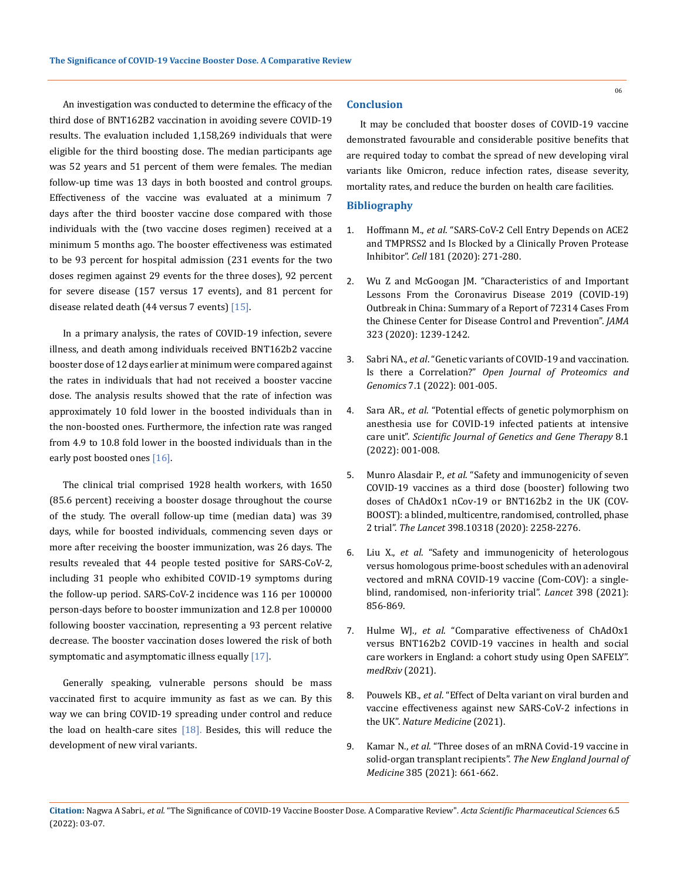An investigation was conducted to determine the efficacy of the third dose of BNT162B2 vaccination in avoiding severe COVID-19 results. The evaluation included 1,158,269 individuals that were eligible for the third boosting dose. The median participants age was 52 years and 51 percent of them were females. The median follow-up time was 13 days in both boosted and control groups. Effectiveness of the vaccine was evaluated at a minimum 7 days after the third booster vaccine dose compared with those individuals with the (two vaccine doses regimen) received at a minimum 5 months ago. The booster effectiveness was estimated to be 93 percent for hospital admission (231 events for the two doses regimen against 29 events for the three doses), 92 percent for severe disease (157 versus 17 events), and 81 percent for disease related death (44 versus 7 events) [15].

In a primary analysis, the rates of COVID-19 infection, severe illness, and death among individuals received BNT162b2 vaccine booster dose of 12 days earlier at minimum were compared against the rates in individuals that had not received a booster vaccine dose. The analysis results showed that the rate of infection was approximately 10 fold lower in the boosted individuals than in the non-boosted ones. Furthermore, the infection rate was ranged from 4.9 to 10.8 fold lower in the boosted individuals than in the early post boosted ones [16].

The clinical trial comprised 1928 health workers, with 1650 (85.6 percent) receiving a booster dosage throughout the course of the study. The overall follow-up time (median data) was 39 days, while for boosted individuals, commencing seven days or more after receiving the booster immunization, was 26 days. The results revealed that 44 people tested positive for SARS-CoV-2, including 31 people who exhibited COVID-19 symptoms during the follow-up period. SARS-CoV-2 incidence was 116 per 100000 person-days before to booster immunization and 12.8 per 100000 following booster vaccination, representing a 93 percent relative decrease. The booster vaccination doses lowered the risk of both symptomatic and asymptomatic illness equally [17].

Generally speaking, vulnerable persons should be mass vaccinated first to acquire immunity as fast as we can. By this way we can bring COVID-19 spreading under control and reduce the load on health-care sites [18]. Besides, this will reduce the development of new viral variants.

## Conclusion

It may be concluded that booster doses of COVID-19 vaccine demonstrated favourable and considerable positive benefits that are required today to combat the spread of new developing viral variants like Omicron, reduce infection rates, disease severity, mortality rates, and reduce the burden on health care facilities.

## Bibliography

1. Hoffmann M., *et al*. "SARS-CoV-2 Cell Entry Depends on ACE2 and TMPRSS2 and Is Blocked by a Clinically Proven Protease Inhibitor". *Cell* 181 (2020): 271-280.
2. Wu Z and McGoogan JM. "Characteristics of and Important Lessons From the Coronavirus Disease 2019 (COVID-19) Outbreak in China: Summary of a Report of 72314 Cases From the Chinese Center for Disease Control and Prevention". *JAMA* 323 (2020): 1239-1242.
3. Sabri NA., *et al*. "Genetic variants of COVID-19 and vaccination. Is there a Correlation?" *Open Journal of Proteomics and Genomics* 7.1 (2022): 001-005.
4. Sara AR., *et al*. "Potential effects of genetic polymorphism on anesthesia use for COVID-19 infected patients at intensive care unit". *Scientific Journal of Genetics and Gene Therapy* 8.1 (2022): 001-008.
5. Munro Alasdair P., *et al*. "Safety and immunogenicity of seven COVID-19 vaccines as a third dose (booster) following two doses of ChAdOx1 nCov-19 or BNT162b2 in the UK (COV-BOOST): a blinded, multicentre, randomised, controlled, phase 2 trial". *The Lancet* 398.10318 (2020): 2258-2276.
6. Liu X., *et al*. "Safety and immunogenicity of heterologous versus homologous prime-boost schedules with an adenoviral vectored and mRNA COVID-19 vaccine (Com-COV): a single-blind, randomised, non-inferiority trial". *Lancet* 398 (2021): 856-869.
7. Hulme WJ., *et al*. "Comparative effectiveness of ChAdOx1 versus BNT162b2 COVID-19 vaccines in health and social care workers in England: a cohort study using Open SAFELY". *medRxiv* (2021).
8. Pouwels KB., *et al*. "Effect of Delta variant on viral burden and vaccine effectiveness against new SARS-CoV-2 infections in the UK". *Nature Medicine* (2021).
9. Kamar N., *et al*. "Three doses of an mRNA Covid-19 vaccine in solid-organ transplant recipients". *The New England Journal of Medicine* 385 (2021): 661-662.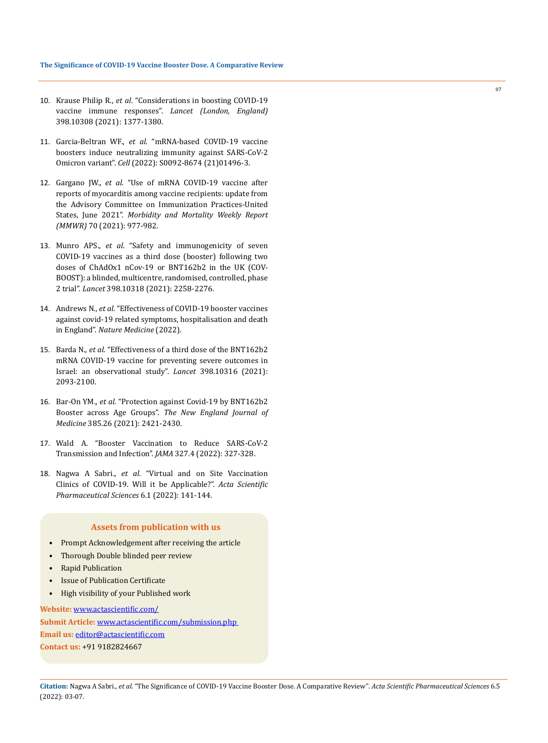10. Krause Philip R., *et al*. "Considerations in boosting COVID-19 vaccine immune responses". *Lancet (London, England)* 398.10308 (2021): 1377-1380.

11. Garcia-Beltran WF., *et al*. "mRNA-based COVID-19 vaccine boosters induce neutralizing immunity against SARS-CoV-2 Omicron variant". *Cell* (2022): S0092-8674 (21)01496-3.

12. Gargano JW., *et al*. "Use of mRNA COVID-19 vaccine after reports of myocarditis among vaccine recipients: update from the Advisory Committee on Immunization Practices-United States, June 2021". *Morbidity and Mortality Weekly Report (MMWR)* 70 (2021): 977-982.

13. Munro APS., *et al*. "Safety and immunogenicity of seven COVID-19 vaccines as a third dose (booster) following two doses of ChAdOx1 nCov-19 or BNT162b2 in the UK (COV-BOOST): a blinded, multicentre, randomised, controlled, phase 2 trial". *Lancet* 398.10318 (2021): 2258-2276.

14. Andrews N., *et al*. "Effectiveness of COVID-19 booster vaccines against covid-19 related symptoms, hospitalisation and death in England". *Nature Medicine* (2022).

15. Barda N., *et al*. "Effectiveness of a third dose of the BNT162b2 mRNA COVID-19 vaccine for preventing severe outcomes in Israel: an observational study". *Lancet* 398.10316 (2021): 2093-2100.

16. Bar-On YM., *et al*. "Protection against Covid-19 by BNT162b2 Booster across Age Groups". *The New England Journal of Medicine* 385.26 (2021): 2421-2430.

17. Wald A. "Booster Vaccination to Reduce SARS-CoV-2 Transmission and Infection". *JAMA* 327.4 (2022): 327-328.

18. Nagwa A Sabri., *et al*. "Virtual and on Site Vaccination Clinics of COVID-19. Will it be Applicable?". *Acta Scientific Pharmaceutical Sciences* 6.1 (2022): 141-144.

**Assets from publication with us**

- Prompt Acknowledgement after receiving the article
- Thorough Double blinded peer review
- Rapid Publication
- Issue of Publication Certificate
- High visibility of your Published work

**Website:** www.actascientific.com/
**Submit Article:** www.actascientific.com/submission.php
**Email us:** editor@actascientific.com
**Contact us:** +91 9182824667